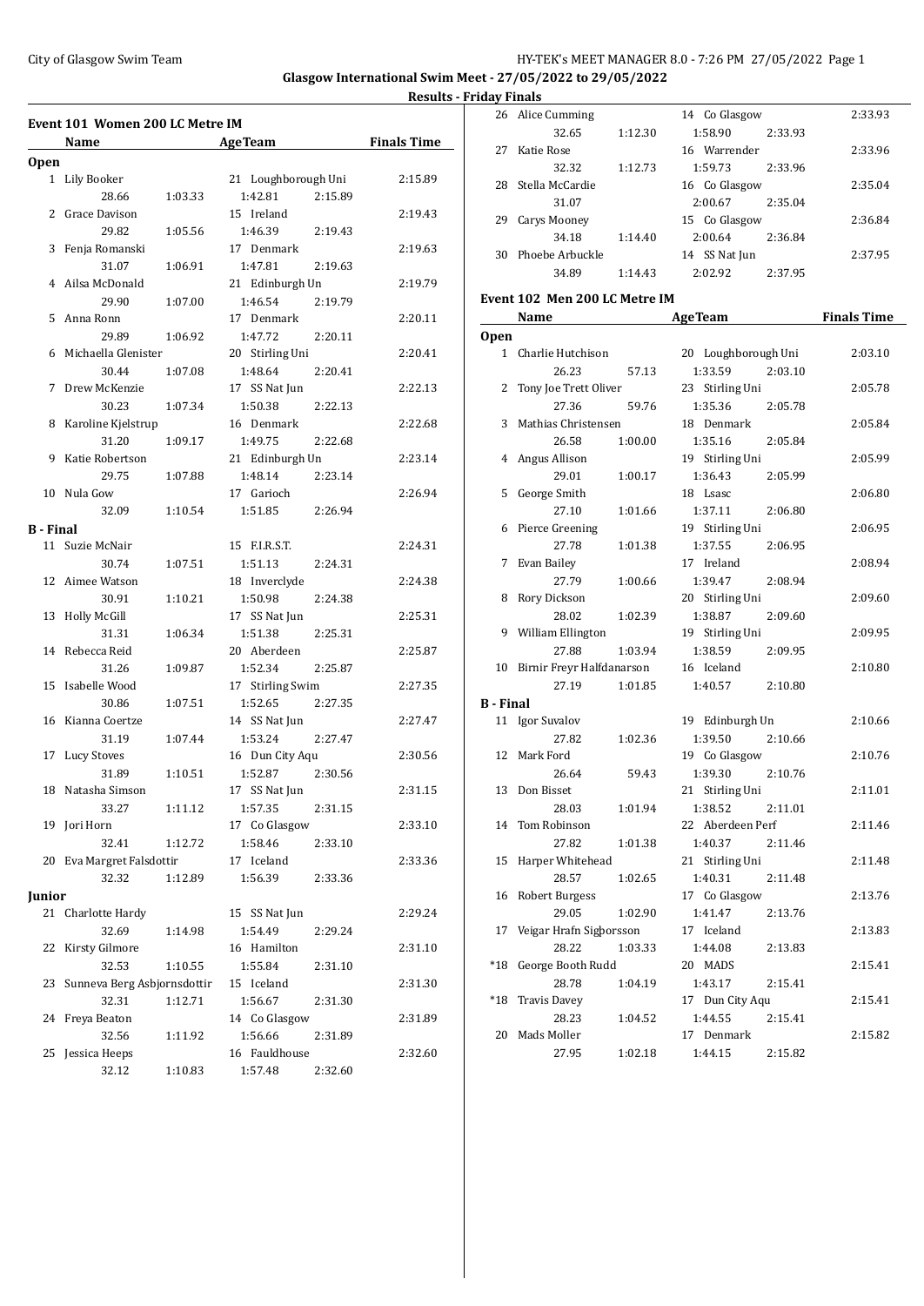**Glasgow International Swim Meet - 27/05/2022 to 29/05/2022**

**Results - Friday Finals**

## Event 101 Women 200 LC Metre IM

| | Name | Age | Team | Finals Time |
|---|---|---|---|---|
| **Open** | | | | |
| 1 | Lily Booker | 21 | Loughborough Uni | 2:15.89 |
| | 28.66 1:03.33 1:42.81 2:15.89 | | | |
| 2 | Grace Davison | 15 | Ireland | 2:19.43 |
| | 29.82 1:05.56 1:46.39 2:19.43 | | | |
| 3 | Fenja Romanski | 17 | Denmark | 2:19.63 |
| | 31.07 1:06.91 1:47.81 2:19.63 | | | |
| 4 | Ailsa McDonald | 21 | Edinburgh Un | 2:19.79 |
| | 29.90 1:07.00 1:46.54 2:19.79 | | | |
| 5 | Anna Ronn | 17 | Denmark | 2:20.11 |
| | 29.89 1:06.92 1:47.72 2:20.11 | | | |
| 6 | Michaella Glenister | 20 | Stirling Uni | 2:20.41 |
| | 30.44 1:07.08 1:48.64 2:20.41 | | | |
| 7 | Drew McKenzie | 17 | SS Nat Jun | 2:22.13 |
| | 30.23 1:07.34 1:50.38 2:22.13 | | | |
| 8 | Karoline Kjelstrup | 16 | Denmark | 2:22.68 |
| | 31.20 1:09.17 1:49.75 2:22.68 | | | |
| 9 | Katie Robertson | 21 | Edinburgh Un | 2:23.14 |
| | 29.75 1:07.88 1:48.14 2:23.14 | | | |
| 10 | Nula Gow | 17 | Garioch | 2:26.94 |
| | 32.09 1:10.54 1:51.85 2:26.94 | | | |
| **B - Final** | | | | |
| 11 | Suzie McNair | 15 | F.I.R.S.T. | 2:24.31 |
| | 30.74 1:07.51 1:51.13 2:24.31 | | | |
| 12 | Aimee Watson | 18 | Inverclyde | 2:24.38 |
| | 30.91 1:10.21 1:50.98 2:24.38 | | | |
| 13 | Holly McGill | 17 | SS Nat Jun | 2:25.31 |
| | 31.31 1:06.34 1:51.38 2:25.31 | | | |
| 14 | Rebecca Reid | 20 | Aberdeen | 2:25.87 |
| | 31.26 1:09.87 1:52.34 2:25.87 | | | |
| 15 | Isabelle Wood | 17 | Stirling Swim | 2:27.35 |
| | 30.86 1:07.51 1:52.65 2:27.35 | | | |
| 16 | Kianna Coertze | 14 | SS Nat Jun | 2:27.47 |
| | 31.19 1:07.44 1:53.24 2:27.47 | | | |
| 17 | Lucy Stoves | 16 | Dun City Aqu | 2:30.56 |
| | 31.89 1:10.51 1:52.87 2:30.56 | | | |
| 18 | Natasha Simson | 17 | SS Nat Jun | 2:31.15 |
| | 33.27 1:11.12 1:57.35 2:31.15 | | | |
| 19 | Jori Horn | 17 | Co Glasgow | 2:33.10 |
| | 32.41 1:12.72 1:58.46 2:33.10 | | | |
| 20 | Eva Margret Falsdottir | 17 | Iceland | 2:33.36 |
| | 32.32 1:12.89 1:56.39 2:33.36 | | | |
| **Junior** | | | | |
| 21 | Charlotte Hardy | 15 | SS Nat Jun | 2:29.24 |
| | 32.69 1:14.98 1:54.49 2:29.24 | | | |
| 22 | Kirsty Gilmore | 16 | Hamilton | 2:31.10 |
| | 32.53 1:10.55 1:55.84 2:31.10 | | | |
| 23 | Sunneva Berg Asbjornsdottir | 15 | Iceland | 2:31.30 |
| | 32.31 1:12.71 1:56.67 2:31.30 | | | |
| 24 | Freya Beaton | 14 | Co Glasgow | 2:31.89 |
| | 32.56 1:11.92 1:56.66 2:31.89 | | | |
| 25 | Jessica Heeps | 16 | Fauldhouse | 2:32.60 |
| | 32.12 1:10.83 1:57.48 2:32.60 | | | |
| 26 | Alice Cumming | 14 | Co Glasgow | 2:33.93 |
| | 32.65 1:12.30 1:58.90 2:33.93 | | | |
| 27 | Katie Rose | 16 | Warrender | 2:33.96 |
| | 32.32 1:12.73 1:59.73 2:33.96 | | | |
| 28 | Stella McCardie | 16 | Co Glasgow | 2:35.04 |
| | 31.07 2:00.67 2:35.04 | | | |
| 29 | Carys Mooney | 15 | Co Glasgow | 2:36.84 |
| | 34.18 1:14.40 2:00.64 2:36.84 | | | |
| 30 | Phoebe Arbuckle | 14 | SS Nat Jun | 2:37.95 |
| | 34.89 1:14.43 2:02.92 2:37.95 | | | |

## Event 102 Men 200 LC Metre IM

| | Name | Age | Team | Finals Time |
|---|---|---|---|---|
| **Open** | | | | |
| 1 | Charlie Hutchison | 20 | Loughborough Uni | 2:03.10 |
| | 26.23 57.13 1:33.59 2:03.10 | | | |
| 2 | Tony Joe Trett Oliver | 23 | Stirling Uni | 2:05.78 |
| | 27.36 59.76 1:35.36 2:05.78 | | | |
| 3 | Mathias Christensen | 18 | Denmark | 2:05.84 |
| | 26.58 1:00.00 1:35.16 2:05.84 | | | |
| 4 | Angus Allison | 19 | Stirling Uni | 2:05.99 |
| | 29.01 1:00.17 1:36.43 2:05.99 | | | |
| 5 | George Smith | 18 | Lsasc | 2:06.80 |
| | 27.10 1:01.66 1:37.11 2:06.80 | | | |
| 6 | Pierce Greening | 19 | Stirling Uni | 2:06.95 |
| | 27.78 1:01.38 1:37.55 2:06.95 | | | |
| 7 | Evan Bailey | 17 | Ireland | 2:08.94 |
| | 27.79 1:00.66 1:39.47 2:08.94 | | | |
| 8 | Rory Dickson | 20 | Stirling Uni | 2:09.60 |
| | 28.02 1:02.39 1:38.87 2:09.60 | | | |
| 9 | William Ellington | 19 | Stirling Uni | 2:09.95 |
| | 27.88 1:03.94 1:38.59 2:09.95 | | | |
| 10 | Birnir Freyr Halfdanarson | 16 | Iceland | 2:10.80 |
| | 27.19 1:01.85 1:40.57 2:10.80 | | | |
| **B - Final** | | | | |
| 11 | Igor Suvalov | 19 | Edinburgh Un | 2:10.66 |
| | 27.82 1:02.36 1:39.50 2:10.66 | | | |
| 12 | Mark Ford | 19 | Co Glasgow | 2:10.76 |
| | 26.64 59.43 1:39.30 2:10.76 | | | |
| 13 | Don Bisset | 21 | Stirling Uni | 2:11.01 |
| | 28.03 1:01.94 1:38.52 2:11.01 | | | |
| 14 | Tom Robinson | 22 | Aberdeen Perf | 2:11.46 |
| | 27.82 1:01.38 1:40.37 2:11.46 | | | |
| 15 | Harper Whitehead | 21 | Stirling Uni | 2:11.48 |
| | 28.57 1:02.65 1:40.31 2:11.48 | | | |
| 16 | Robert Burgess | 17 | Co Glasgow | 2:13.76 |
| | 29.05 1:02.90 1:41.47 2:13.76 | | | |
| 17 | Veigar Hrafn Sigborsson | 17 | Iceland | 2:13.83 |
| | 28.22 1:03.33 1:44.08 2:13.83 | | | |
| *18 | George Booth Rudd | 20 | MADS | 2:15.41 |
| | 28.78 1:04.19 1:43.17 2:15.41 | | | |
| *18 | Travis Davey | 17 | Dun City Aqu | 2:15.41 |
| | 28.23 1:04.52 1:44.55 2:15.41 | | | |
| 20 | Mads Moller | 17 | Denmark | 2:15.82 |
| | 27.95 1:02.18 1:44.15 2:15.82 | | | |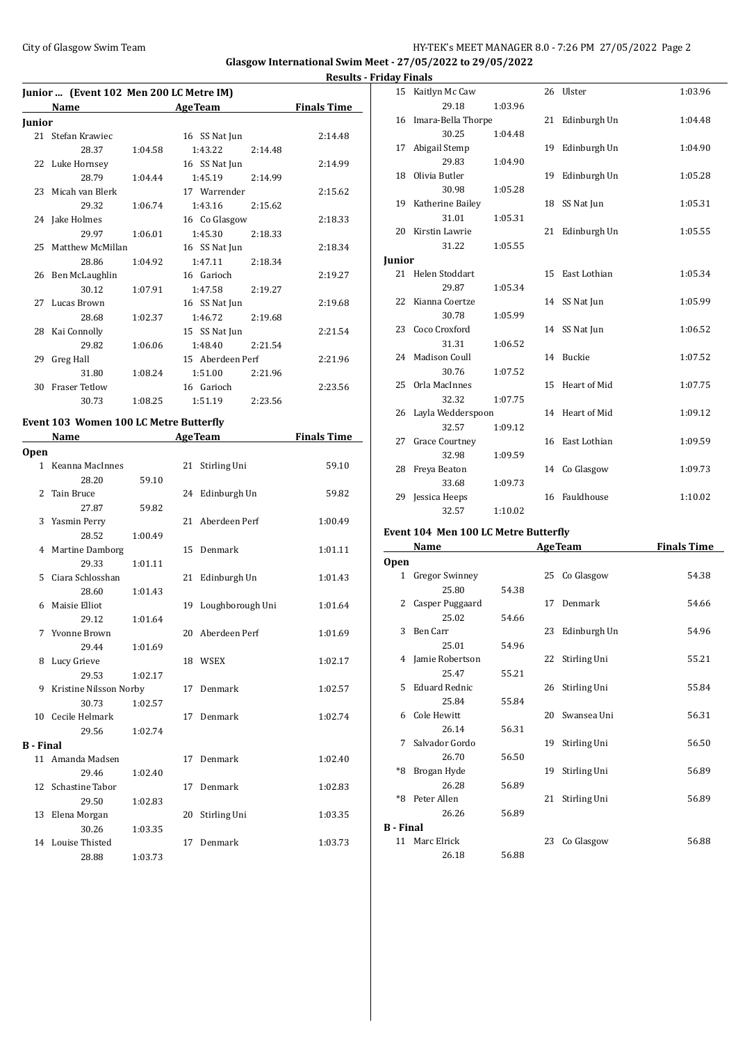**Glasgow International Swim Meet - 27/05/2022 to 29/05/2022**

**Results - Friday Finals**

### Junior ... (Event 102 Men 200 LC Metre IM)

| | Name | Age | Team | Finals Time |
|---|---|---|---|---|
| **Junior** | | | | |
| 21 | Stefan Krawiec | 16 | SS Nat Jun | 2:14.48 |
| | 28.37 1:04.58 1:43.22 2:14.48 | | | |
| 22 | Luke Hornsey | 16 | SS Nat Jun | 2:14.99 |
| | 28.79 1:04.44 1:45.19 2:14.99 | | | |
| 23 | Micah van Blerk | 17 | Warrender | 2:15.62 |
| | 29.32 1:06.74 1:43.16 2:15.62 | | | |
| 24 | Jake Holmes | 16 | Co Glasgow | 2:18.33 |
| | 29.97 1:06.01 1:45.30 2:18.33 | | | |
| 25 | Matthew McMillan | 16 | SS Nat Jun | 2:18.34 |
| | 28.86 1:04.92 1:47.11 2:18.34 | | | |
| 26 | Ben McLaughlin | 16 | Garioch | 2:19.27 |
| | 30.12 1:07.91 1:47.58 2:19.27 | | | |
| 27 | Lucas Brown | 16 | SS Nat Jun | 2:19.68 |
| | 28.68 1:02.37 1:46.72 2:19.68 | | | |
| 28 | Kai Connolly | 15 | SS Nat Jun | 2:21.54 |
| | 29.82 1:06.06 1:48.40 2:21.54 | | | |
| 29 | Greg Hall | 15 | Aberdeen Perf | 2:21.96 |
| | 31.80 1:08.24 1:51.00 2:21.96 | | | |
| 30 | Fraser Tetlow | 16 | Garioch | 2:23.56 |
| | 30.73 1:08.25 1:51.19 2:23.56 | | | |

### Event 103 Women 100 LC Metre Butterfly

| | Name | Age | Team | Finals Time |
|---|---|---|---|---|
| **Open** | | | | |
| 1 | Keanna MacInnes | 21 | Stirling Uni | 59.10 |
| | 28.20 59.10 | | | |
| 2 | Tain Bruce | 24 | Edinburgh Un | 59.82 |
| | 27.87 59.82 | | | |
| 3 | Yasmin Perry | 21 | Aberdeen Perf | 1:00.49 |
| | 28.52 1:00.49 | | | |
| 4 | Martine Damborg | 15 | Denmark | 1:01.11 |
| | 29.33 1:01.11 | | | |
| 5 | Ciara Schlosshan | 21 | Edinburgh Un | 1:01.43 |
| | 28.60 1:01.43 | | | |
| 6 | Maisie Elliot | 19 | Loughborough Uni | 1:01.64 |
| | 29.12 1:01.64 | | | |
| 7 | Yvonne Brown | 20 | Aberdeen Perf | 1:01.69 |
| | 29.44 1:01.69 | | | |
| 8 | Lucy Grieve | 18 | WSEX | 1:02.17 |
| | 29.53 1:02.17 | | | |
| 9 | Kristine Nilsson Norby | 17 | Denmark | 1:02.57 |
| | 30.73 1:02.57 | | | |
| 10 | Cecile Helmark | 17 | Denmark | 1:02.74 |
| | 29.56 1:02.74 | | | |
| **B - Final** | | | | |
| 11 | Amanda Madsen | 17 | Denmark | 1:02.40 |
| | 29.46 1:02.40 | | | |
| 12 | Schastine Tabor | 17 | Denmark | 1:02.83 |
| | 29.50 1:02.83 | | | |
| 13 | Elena Morgan | 20 | Stirling Uni | 1:03.35 |
| | 30.26 1:03.35 | | | |
| 14 | Louise Thisted | 17 | Denmark | 1:03.73 |
| | 28.88 1:03.73 | | | |
| 15 | Kaitlyn Mc Caw | 26 | Ulster | 1:03.96 |
| | 29.18 1:03.96 | | | |
| 16 | Imara-Bella Thorpe | 21 | Edinburgh Un | 1:04.48 |
| | 30.25 1:04.48 | | | |
| 17 | Abigail Stemp | 19 | Edinburgh Un | 1:04.90 |
| | 29.83 1:04.90 | | | |
| 18 | Olivia Butler | 19 | Edinburgh Un | 1:05.28 |
| | 30.98 1:05.28 | | | |
| 19 | Katherine Bailey | 18 | SS Nat Jun | 1:05.31 |
| | 31.01 1:05.31 | | | |
| 20 | Kirstin Lawrie | 21 | Edinburgh Un | 1:05.55 |
| | 31.22 1:05.55 | | | |
| **Junior** | | | | |
| 21 | Helen Stoddart | 15 | East Lothian | 1:05.34 |
| | 29.87 1:05.34 | | | |
| 22 | Kianna Coertze | 14 | SS Nat Jun | 1:05.99 |
| | 30.78 1:05.99 | | | |
| 23 | Coco Croxford | 14 | SS Nat Jun | 1:06.52 |
| | 31.31 1:06.52 | | | |
| 24 | Madison Coull | 14 | Buckie | 1:07.52 |
| | 30.76 1:07.52 | | | |
| 25 | Orla MacInnes | 15 | Heart of Mid | 1:07.75 |
| | 32.32 1:07.75 | | | |
| 26 | Layla Wedderspoon | 14 | Heart of Mid | 1:09.12 |
| | 32.57 1:09.12 | | | |
| 27 | Grace Courtney | 16 | East Lothian | 1:09.59 |
| | 32.98 1:09.59 | | | |
| 28 | Freya Beaton | 14 | Co Glasgow | 1:09.73 |
| | 33.68 1:09.73 | | | |
| 29 | Jessica Heeps | 16 | Fauldhouse | 1:10.02 |
| | 32.57 1:10.02 | | | |

### Event 104 Men 100 LC Metre Butterfly

| | Name | Age | Team | Finals Time |
|---|---|---|---|---|
| **Open** | | | | |
| 1 | Gregor Swinney | 25 | Co Glasgow | 54.38 |
| | 25.80 54.38 | | | |
| 2 | Casper Puggaard | 17 | Denmark | 54.66 |
| | 25.02 54.66 | | | |
| 3 | Ben Carr | 23 | Edinburgh Un | 54.96 |
| | 25.01 54.96 | | | |
| 4 | Jamie Robertson | 22 | Stirling Uni | 55.21 |
| | 25.47 55.21 | | | |
| 5 | Eduard Rednic | 26 | Stirling Uni | 55.84 |
| | 25.84 55.84 | | | |
| 6 | Cole Hewitt | 20 | Swansea Uni | 56.31 |
| | 26.14 56.31 | | | |
| 7 | Salvador Gordo | 19 | Stirling Uni | 56.50 |
| | 26.70 56.50 | | | |
| *8 | Brogan Hyde | 19 | Stirling Uni | 56.89 |
| | 26.28 56.89 | | | |
| *8 | Peter Allen | 21 | Stirling Uni | 56.89 |
| | 26.26 56.89 | | | |
| **B - Final** | | | | |
| 11 | Marc Elrick | 23 | Co Glasgow | 56.88 |
| | 26.18 56.88 | | | |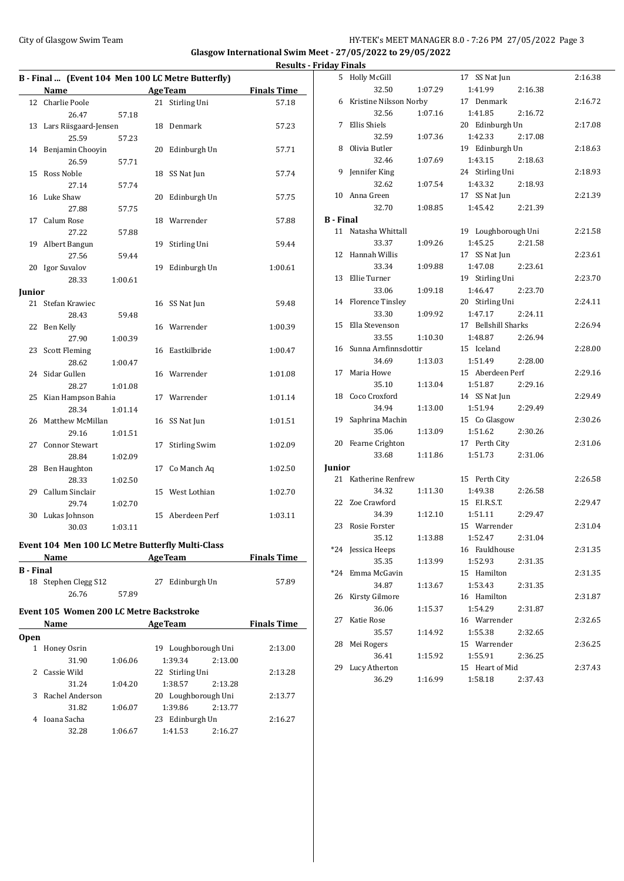Glasgow International Swim Meet - 27/05/2022 to 29/05/2022

Results - Friday Finals

## B - Final ... (Event 104 Men 100 LC Metre Butterfly)

| | Name | Age | Team | | Finals Time |
|---|---|---|---|---|---|
| 12 | Charlie Poole | 21 | Stirling Uni | | 57.18 |
| | 26.47 | 57.18 | | | |
| 13 | Lars Riisgaard-Jensen | 18 | Denmark | | 57.23 |
| | 25.59 | 57.23 | | | |
| 14 | Benjamin Chooyin | 20 | Edinburgh Un | | 57.71 |
| | 26.59 | 57.71 | | | |
| 15 | Ross Noble | 18 | SS Nat Jun | | 57.74 |
| | 27.14 | 57.74 | | | |
| 16 | Luke Shaw | 20 | Edinburgh Un | | 57.75 |
| | 27.88 | 57.75 | | | |
| 17 | Calum Rose | 18 | Warrender | | 57.88 |
| | 27.22 | 57.88 | | | |
| 19 | Albert Bangun | 19 | Stirling Uni | | 59.44 |
| | 27.56 | 59.44 | | | |
| 20 | Igor Suvalov | 19 | Edinburgh Un | | 1:00.61 |
| | 28.33 | 1:00.61 | | | |
| **Junior** | | | | | |
| 21 | Stefan Krawiec | 16 | SS Nat Jun | | 59.48 |
| | 28.43 | 59.48 | | | |
| 22 | Ben Kelly | 16 | Warrender | | 1:00.39 |
| | 27.90 | 1:00.39 | | | |
| 23 | Scott Fleming | 16 | Eastkilbride | | 1:00.47 |
| | 28.62 | 1:00.47 | | | |
| 24 | Sidar Gullen | 16 | Warrender | | 1:01.08 |
| | 28.27 | 1:01.08 | | | |
| 25 | Kian Hampson Bahia | 17 | Warrender | | 1:01.14 |
| | 28.34 | 1:01.14 | | | |
| 26 | Matthew McMillan | 16 | SS Nat Jun | | 1:01.51 |
| | 29.16 | 1:01.51 | | | |
| 27 | Connor Stewart | 17 | Stirling Swim | | 1:02.09 |
| | 28.84 | 1:02.09 | | | |
| 28 | Ben Haughton | 17 | Co Manch Aq | | 1:02.50 |
| | 28.33 | 1:02.50 | | | |
| 29 | Callum Sinclair | 15 | West Lothian | | 1:02.70 |
| | 29.74 | 1:02.70 | | | |
| 30 | Lukas Johnson | 15 | Aberdeen Perf | | 1:03.11 |
| | 30.03 | 1:03.11 | | | |

## Event 104 Men 100 LC Metre Butterfly Multi-Class

| | Name | Age | Team | | Finals Time |
|---|---|---|---|---|---|
| **B - Final** | | | | | |
| 18 | Stephen Clegg S12 | 27 | Edinburgh Un | | 57.89 |
| | 26.76 | 57.89 | | | |

## Event 105 Women 200 LC Metre Backstroke

| | Name | Age | Team | | Finals Time |
|---|---|---|---|---|---|
| **Open** | | | | | |
| 1 | Honey Osrin | 19 | Loughborough Uni | | 2:13.00 |
| | 31.90 | 1:06.06 | 1:39.34 | 2:13.00 | |
| 2 | Cassie Wild | 22 | Stirling Uni | | 2:13.28 |
| | 31.24 | 1:04.20 | 1:38.57 | 2:13.28 | |
| 3 | Rachel Anderson | 20 | Loughborough Uni | | 2:13.77 |
| | 31.82 | 1:06.07 | 1:39.86 | 2:13.77 | |
| 4 | Ioana Sacha | 23 | Edinburgh Un | | 2:16.27 |
| | 32.28 | 1:06.67 | 1:41.53 | 2:16.27 | |
| 5 | Holly McGill | 17 | SS Nat Jun | | 2:16.38 |
| | 32.50 | 1:07.29 | 1:41.99 | 2:16.38 | |
| 6 | Kristine Nilsson Norby | 17 | Denmark | | 2:16.72 |
| | 32.56 | 1:07.16 | 1:41.85 | 2:16.72 | |
| 7 | Ellis Shiels | 20 | Edinburgh Un | | 2:17.08 |
| | 32.59 | 1:07.36 | 1:42.33 | 2:17.08 | |
| 8 | Olivia Butler | 19 | Edinburgh Un | | 2:18.63 |
| | 32.46 | 1:07.69 | 1:43.15 | 2:18.63 | |
| 9 | Jennifer King | 24 | Stirling Uni | | 2:18.93 |
| | 32.62 | 1:07.54 | 1:43.32 | 2:18.93 | |
| 10 | Anna Green | 17 | SS Nat Jun | | 2:21.39 |
| | 32.70 | 1:08.85 | 1:45.42 | 2:21.39 | |
| **B - Final** | | | | | |
| 11 | Natasha Whittall | 19 | Loughborough Uni | | 2:21.58 |
| | 33.37 | 1:09.26 | 1:45.25 | 2:21.58 | |
| 12 | Hannah Willis | 17 | SS Nat Jun | | 2:23.61 |
| | 33.34 | 1:09.88 | 1:47.08 | 2:23.61 | |
| 13 | Ellie Turner | 19 | Stirling Uni | | 2:23.70 |
| | 33.06 | 1:09.18 | 1:46.47 | 2:23.70 | |
| 14 | Florence Tinsley | 20 | Stirling Uni | | 2:24.11 |
| | 33.30 | 1:09.92 | 1:47.17 | 2:24.11 | |
| 15 | Ella Stevenson | 17 | Bellshill Sharks | | 2:26.94 |
| | 33.55 | 1:10.30 | 1:48.87 | 2:26.94 | |
| 16 | Sunna Arnfinnsdottir | 15 | Iceland | | 2:28.00 |
| | 34.69 | 1:13.03 | 1:51.49 | 2:28.00 | |
| 17 | Maria Howe | 15 | Aberdeen Perf | | 2:29.16 |
| | 35.10 | 1:13.04 | 1:51.87 | 2:29.16 | |
| 18 | Coco Croxford | 14 | SS Nat Jun | | 2:29.49 |
| | 34.94 | 1:13.00 | 1:51.94 | 2:29.49 | |
| 19 | Saphrina Machin | 15 | Co Glasgow | | 2:30.26 |
| | 35.06 | 1:13.09 | 1:51.62 | 2:30.26 | |
| 20 | Fearne Crighton | 17 | Perth City | | 2:31.06 |
| | 33.68 | 1:11.86 | 1:51.73 | 2:31.06 | |
| **Junior** | | | | | |
| 21 | Katherine Renfrew | 15 | Perth City | | 2:26.58 |
| | 34.32 | 1:11.30 | 1:49.38 | 2:26.58 | |
| 22 | Zoe Crawford | 15 | F.I.R.S.T. | | 2:29.47 |
| | 34.39 | 1:12.10 | 1:51.11 | 2:29.47 | |
| 23 | Rosie Forster | 15 | Warrender | | 2:31.04 |
| | 35.12 | 1:13.88 | 1:52.47 | 2:31.04 | |
| *24 | Jessica Heeps | 16 | Fauldhouse | | 2:31.35 |
| | 35.35 | 1:13.99 | 1:52.93 | 2:31.35 | |
| *24 | Emma McGavin | 15 | Hamilton | | 2:31.35 |
| | 34.87 | 1:13.67 | 1:53.43 | 2:31.35 | |
| 26 | Kirsty Gilmore | 16 | Hamilton | | 2:31.87 |
| | 36.06 | 1:15.37 | 1:54.29 | 2:31.87 | |
| 27 | Katie Rose | 16 | Warrender | | 2:32.65 |
| | 35.57 | 1:14.92 | 1:55.38 | 2:32.65 | |
| 28 | Mei Rogers | 15 | Warrender | | 2:36.25 |
| | 36.41 | 1:15.92 | 1:55.91 | 2:36.25 | |
| 29 | Lucy Atherton | 15 | Heart of Mid | | 2:37.43 |
| | 36.29 | 1:16.99 | 1:58.18 | 2:37.43 | |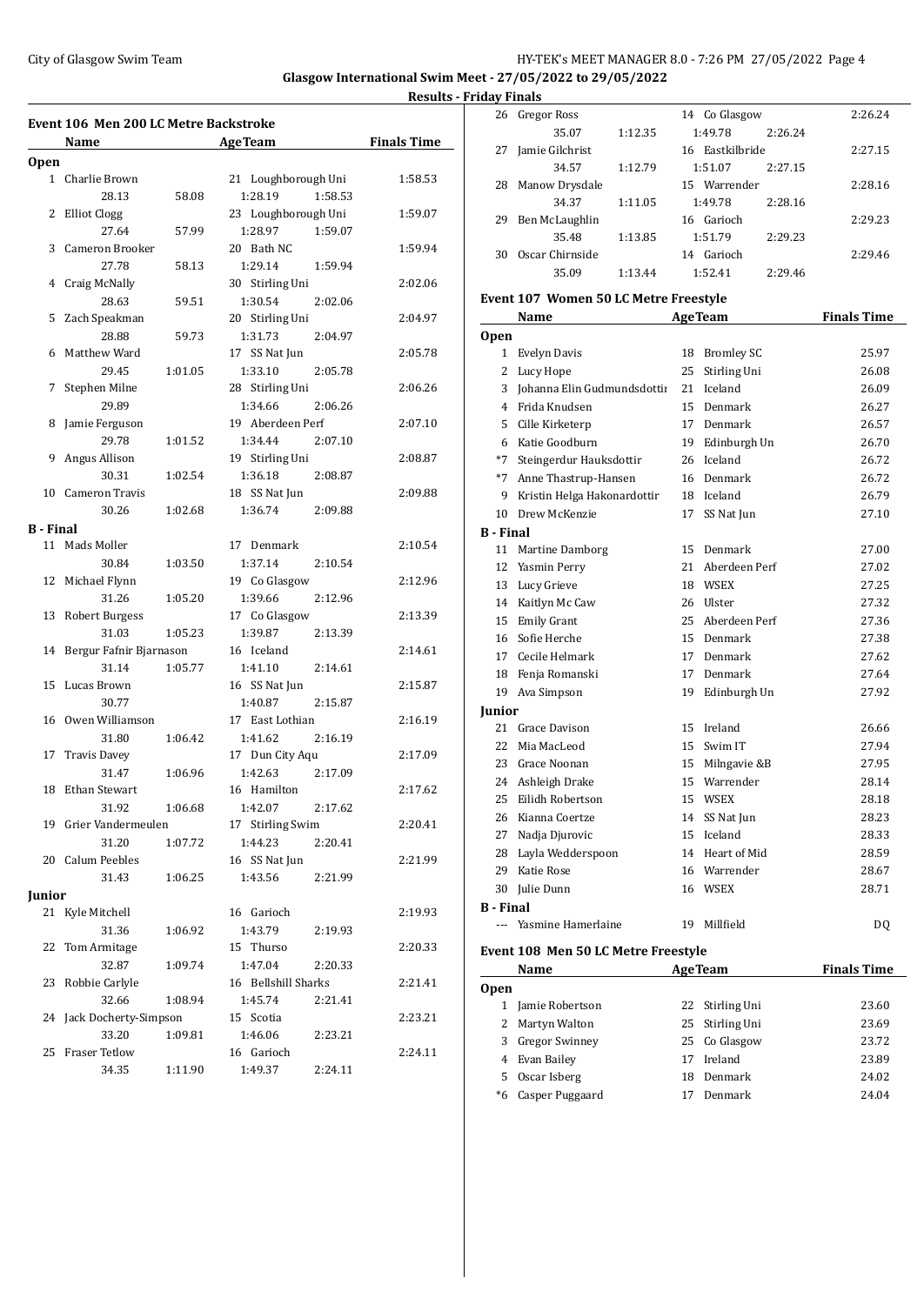## Glasgow International Swim Meet - 27/05/2022 to 29/05/2022

### Results - Friday Finals

### Event 106 Men 200 LC Metre Backstroke

| | Name | Age | Team | Finals Time |
|---|---|---|---|---|
| **Open** | | | | |
| 1 | Charlie Brown | 21 | Loughborough Uni | 1:58.53 |
| | 28.13 / 58.08 / 1:28.19 / 1:58.53 | | | |
| 2 | Elliot Clogg | 23 | Loughborough Uni | 1:59.07 |
| | 27.64 / 57.99 / 1:28.97 / 1:59.07 | | | |
| 3 | Cameron Brooker | 20 | Bath NC | 1:59.94 |
| | 27.78 / 58.13 / 1:29.14 / 1:59.94 | | | |
| 4 | Craig McNally | 30 | Stirling Uni | 2:02.06 |
| | 28.63 / 59.51 / 1:30.54 / 2:02.06 | | | |
| 5 | Zach Speakman | 20 | Stirling Uni | 2:04.97 |
| | 28.88 / 59.73 / 1:31.73 / 2:04.97 | | | |
| 6 | Matthew Ward | 17 | SS Nat Jun | 2:05.78 |
| | 29.45 / 1:01.05 / 1:33.10 / 2:05.78 | | | |
| 7 | Stephen Milne | 28 | Stirling Uni | 2:06.26 |
| | 29.89 / 1:34.66 / 2:06.26 | | | |
| 8 | Jamie Ferguson | 19 | Aberdeen Perf | 2:07.10 |
| | 29.78 / 1:01.52 / 1:34.44 / 2:07.10 | | | |
| 9 | Angus Allison | 19 | Stirling Uni | 2:08.87 |
| | 30.31 / 1:02.54 / 1:36.18 / 2:08.87 | | | |
| 10 | Cameron Travis | 18 | SS Nat Jun | 2:09.88 |
| | 30.26 / 1:02.68 / 1:36.74 / 2:09.88 | | | |
| **B - Final** | | | | |
| 11 | Mads Moller | 17 | Denmark | 2:10.54 |
| | 30.84 / 1:03.50 / 1:37.14 / 2:10.54 | | | |
| 12 | Michael Flynn | 19 | Co Glasgow | 2:12.96 |
| | 31.26 / 1:05.20 / 1:39.66 / 2:12.96 | | | |
| 13 | Robert Burgess | 17 | Co Glasgow | 2:13.39 |
| | 31.03 / 1:05.23 / 1:39.87 / 2:13.39 | | | |
| 14 | Bergur Fafnir Bjarnason | 16 | Iceland | 2:14.61 |
| | 31.14 / 1:05.77 / 1:41.10 / 2:14.61 | | | |
| 15 | Lucas Brown | 16 | SS Nat Jun | 2:15.87 |
| | 30.77 / 1:40.87 / 2:15.87 | | | |
| 16 | Owen Williamson | 17 | East Lothian | 2:16.19 |
| | 31.80 / 1:06.42 / 1:41.62 / 2:16.19 | | | |
| 17 | Travis Davey | 17 | Dun City Aqu | 2:17.09 |
| | 31.47 / 1:06.96 / 1:42.63 / 2:17.09 | | | |
| 18 | Ethan Stewart | 16 | Hamilton | 2:17.62 |
| | 31.92 / 1:06.68 / 1:42.07 / 2:17.62 | | | |
| 19 | Grier Vandermeulen | 17 | Stirling Swim | 2:20.41 |
| | 31.20 / 1:07.72 / 1:44.23 / 2:20.41 | | | |
| 20 | Calum Peebles | 16 | SS Nat Jun | 2:21.99 |
| | 31.43 / 1:06.25 / 1:43.56 / 2:21.99 | | | |
| **Junior** | | | | |
| 21 | Kyle Mitchell | 16 | Garioch | 2:19.93 |
| | 31.36 / 1:06.92 / 1:43.79 / 2:19.93 | | | |
| 22 | Tom Armitage | 15 | Thurso | 2:20.33 |
| | 32.87 / 1:09.74 / 1:47.04 / 2:20.33 | | | |
| 23 | Robbie Carlyle | 16 | Bellshill Sharks | 2:21.41 |
| | 32.66 / 1:08.94 / 1:45.74 / 2:21.41 | | | |
| 24 | Jack Docherty-Simpson | 15 | Scotia | 2:23.21 |
| | 33.20 / 1:09.81 / 1:46.06 / 2:23.21 | | | |
| 25 | Fraser Tetlow | 16 | Garioch | 2:24.11 |
| | 34.35 / 1:11.90 / 1:49.37 / 2:24.11 | | | |
| 26 | Gregor Ross | 14 | Co Glasgow | 2:26.24 |
| | 35.07 / 1:12.35 / 1:49.78 / 2:26.24 | | | |
| 27 | Jamie Gilchrist | 16 | Eastkilbride | 2:27.15 |
| | 34.57 / 1:12.79 / 1:51.07 / 2:27.15 | | | |
| 28 | Manow Drysdale | 15 | Warrender | 2:28.16 |
| | 34.37 / 1:11.05 / 1:49.78 / 2:28.16 | | | |
| 29 | Ben McLaughlin | 16 | Garioch | 2:29.23 |
| | 35.48 / 1:13.85 / 1:51.79 / 2:29.23 | | | |
| 30 | Oscar Chirnside | 14 | Garioch | 2:29.46 |
| | 35.09 / 1:13.44 / 1:52.41 / 2:29.46 | | | |

### Event 107 Women 50 LC Metre Freestyle

| | Name | Age | Team | Finals Time |
|---|---|---|---|---|
| **Open** | | | | |
| 1 | Evelyn Davis | 18 | Bromley SC | 25.97 |
| 2 | Lucy Hope | 25 | Stirling Uni | 26.08 |
| 3 | Johanna Elin Gudmundsdottir | 21 | Iceland | 26.09 |
| 4 | Frida Knudsen | 15 | Denmark | 26.27 |
| 5 | Cille Kirketerp | 17 | Denmark | 26.57 |
| 6 | Katie Goodburn | 19 | Edinburgh Un | 26.70 |
| *7 | Steingerdur Hauksdottir | 26 | Iceland | 26.72 |
| *7 | Anne Thastrup-Hansen | 16 | Denmark | 26.72 |
| 9 | Kristin Helga Hakonardottir | 18 | Iceland | 26.79 |
| 10 | Drew McKenzie | 17 | SS Nat Jun | 27.10 |
| **B - Final** | | | | |
| 11 | Martine Damborg | 15 | Denmark | 27.00 |
| 12 | Yasmin Perry | 21 | Aberdeen Perf | 27.02 |
| 13 | Lucy Grieve | 18 | WSEX | 27.25 |
| 14 | Kaitlyn Mc Caw | 26 | Ulster | 27.32 |
| 15 | Emily Grant | 25 | Aberdeen Perf | 27.36 |
| 16 | Sofie Herche | 15 | Denmark | 27.38 |
| 17 | Cecile Helmark | 17 | Denmark | 27.62 |
| 18 | Fenja Romanski | 17 | Denmark | 27.64 |
| 19 | Ava Simpson | 19 | Edinburgh Un | 27.92 |
| **Junior** | | | | |
| 21 | Grace Davison | 15 | Ireland | 26.66 |
| 22 | Mia MacLeod | 15 | Swim IT | 27.94 |
| 23 | Grace Noonan | 15 | Milngavie &B | 27.95 |
| 24 | Ashleigh Drake | 15 | Warrender | 28.14 |
| 25 | Eilidh Robertson | 15 | WSEX | 28.18 |
| 26 | Kianna Coertze | 14 | SS Nat Jun | 28.23 |
| 27 | Nadja Djurovic | 15 | Iceland | 28.33 |
| 28 | Layla Wedderspoon | 14 | Heart of Mid | 28.59 |
| 29 | Katie Rose | 16 | Warrender | 28.67 |
| 30 | Julie Dunn | 16 | WSEX | 28.71 |
| **B - Final** | | | | |
| --- | Yasmine Hamerlaine | 19 | Millfield | DQ |

### Event 108 Men 50 LC Metre Freestyle

| | Name | Age | Team | Finals Time |
|---|---|---|---|---|
| **Open** | | | | |
| 1 | Jamie Robertson | 22 | Stirling Uni | 23.60 |
| 2 | Martyn Walton | 25 | Stirling Uni | 23.69 |
| 3 | Gregor Swinney | 25 | Co Glasgow | 23.72 |
| 4 | Evan Bailey | 17 | Ireland | 23.89 |
| 5 | Oscar Isberg | 18 | Denmark | 24.02 |
| *6 | Casper Puggaard | 17 | Denmark | 24.04 |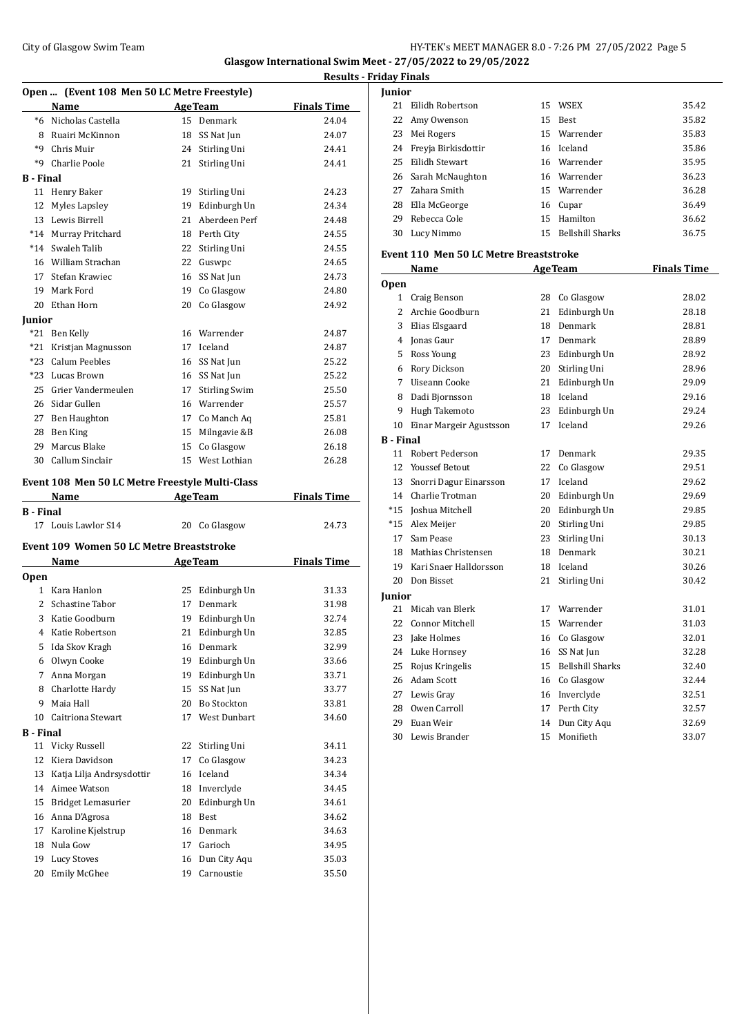**Glasgow International Swim Meet - 27/05/2022 to 29/05/2022**

**Results - Friday Finals**

### Open ... (Event 108 Men 50 LC Metre Freestyle)

| | Name | Age | Team | Finals Time |
|---|---|---|---|---|
| *6 | Nicholas Castella | 15 | Denmark | 24.04 |
| 8 | Ruairi McKinnon | 18 | SS Nat Jun | 24.07 |
| *9 | Chris Muir | 24 | Stirling Uni | 24.41 |
| *9 | Charlie Poole | 21 | Stirling Uni | 24.41 |
| **B - Final** | | | | |
| 11 | Henry Baker | 19 | Stirling Uni | 24.23 |
| 12 | Myles Lapsley | 19 | Edinburgh Un | 24.34 |
| 13 | Lewis Birrell | 21 | Aberdeen Perf | 24.48 |
| *14 | Murray Pritchard | 18 | Perth City | 24.55 |
| *14 | Swaleh Talib | 22 | Stirling Uni | 24.55 |
| 16 | William Strachan | 22 | Guswpc | 24.65 |
| 17 | Stefan Krawiec | 16 | SS Nat Jun | 24.73 |
| 19 | Mark Ford | 19 | Co Glasgow | 24.80 |
| 20 | Ethan Horn | 20 | Co Glasgow | 24.92 |
| **Junior** | | | | |
| *21 | Ben Kelly | 16 | Warrender | 24.87 |
| *21 | Kristjan Magnusson | 17 | Iceland | 24.87 |
| *23 | Calum Peebles | 16 | SS Nat Jun | 25.22 |
| *23 | Lucas Brown | 16 | SS Nat Jun | 25.22 |
| 25 | Grier Vandermeulen | 17 | Stirling Swim | 25.50 |
| 26 | Sidar Gullen | 16 | Warrender | 25.57 |
| 27 | Ben Haughton | 17 | Co Manch Aq | 25.81 |
| 28 | Ben King | 15 | Milngavie &B | 26.08 |
| 29 | Marcus Blake | 15 | Co Glasgow | 26.18 |
| 30 | Callum Sinclair | 15 | West Lothian | 26.28 |

### Event 108 Men 50 LC Metre Freestyle Multi-Class

| | Name | Age | Team | Finals Time |
|---|---|---|---|---|
| **B - Final** | | | | |
| 17 | Louis Lawlor S14 | 20 | Co Glasgow | 24.73 |

### Event 109 Women 50 LC Metre Breaststroke

| | Name | Age | Team | Finals Time |
|---|---|---|---|---|
| **Open** | | | | |
| 1 | Kara Hanlon | 25 | Edinburgh Un | 31.33 |
| 2 | Schastine Tabor | 17 | Denmark | 31.98 |
| 3 | Katie Goodburn | 19 | Edinburgh Un | 32.74 |
| 4 | Katie Robertson | 21 | Edinburgh Un | 32.85 |
| 5 | Ida Skov Kragh | 16 | Denmark | 32.99 |
| 6 | Olwyn Cooke | 19 | Edinburgh Un | 33.66 |
| 7 | Anna Morgan | 19 | Edinburgh Un | 33.71 |
| 8 | Charlotte Hardy | 15 | SS Nat Jun | 33.77 |
| 9 | Maia Hall | 20 | Bo Stockton | 33.81 |
| 10 | Caitriona Stewart | 17 | West Dunbart | 34.60 |
| **B - Final** | | | | |
| 11 | Vicky Russell | 22 | Stirling Uni | 34.11 |
| 12 | Kiera Davidson | 17 | Co Glasgow | 34.23 |
| 13 | Katja Lilja Andrsysdottir | 16 | Iceland | 34.34 |
| 14 | Aimee Watson | 18 | Inverclyde | 34.45 |
| 15 | Bridget Lemasurier | 20 | Edinburgh Un | 34.61 |
| 16 | Anna D'Agrosa | 18 | Best | 34.62 |
| 17 | Karoline Kjelstrup | 16 | Denmark | 34.63 |
| 18 | Nula Gow | 17 | Garioch | 34.95 |
| 19 | Lucy Stoves | 16 | Dun City Aqu | 35.03 |
| 20 | Emily McGhee | 19 | Carnoustie | 35.50 |
| **Junior** | | | | |
| 21 | Eilidh Robertson | 15 | WSEX | 35.42 |
| 22 | Amy Owenson | 15 | Best | 35.82 |
| 23 | Mei Rogers | 15 | Warrender | 35.83 |
| 24 | Freyja Birkisdottir | 16 | Iceland | 35.86 |
| 25 | Eilidh Stewart | 16 | Warrender | 35.95 |
| 26 | Sarah McNaughton | 16 | Warrender | 36.23 |
| 27 | Zahara Smith | 15 | Warrender | 36.28 |
| 28 | Ella McGeorge | 16 | Cupar | 36.49 |
| 29 | Rebecca Cole | 15 | Hamilton | 36.62 |
| 30 | Lucy Nimmo | 15 | Bellshill Sharks | 36.75 |

### Event 110 Men 50 LC Metre Breaststroke

| | Name | Age | Team | Finals Time |
|---|---|---|---|---|
| **Open** | | | | |
| 1 | Craig Benson | 28 | Co Glasgow | 28.02 |
| 2 | Archie Goodburn | 21 | Edinburgh Un | 28.18 |
| 3 | Elias Elsgaard | 18 | Denmark | 28.81 |
| 4 | Jonas Gaur | 17 | Denmark | 28.89 |
| 5 | Ross Young | 23 | Edinburgh Un | 28.92 |
| 6 | Rory Dickson | 20 | Stirling Uni | 28.96 |
| 7 | Uiseann Cooke | 21 | Edinburgh Un | 29.09 |
| 8 | Dadi Bjornsson | 18 | Iceland | 29.16 |
| 9 | Hugh Takemoto | 23 | Edinburgh Un | 29.24 |
| 10 | Einar Margeir Agustsson | 17 | Iceland | 29.26 |
| **B - Final** | | | | |
| 11 | Robert Pederson | 17 | Denmark | 29.35 |
| 12 | Youssef Betout | 22 | Co Glasgow | 29.51 |
| 13 | Snorri Dagur Einarsson | 17 | Iceland | 29.62 |
| 14 | Charlie Trotman | 20 | Edinburgh Un | 29.69 |
| *15 | Joshua Mitchell | 20 | Edinburgh Un | 29.85 |
| *15 | Alex Meijer | 20 | Stirling Uni | 29.85 |
| 17 | Sam Pease | 23 | Stirling Uni | 30.13 |
| 18 | Mathias Christensen | 18 | Denmark | 30.21 |
| 19 | Kari Snaer Halldorsson | 18 | Iceland | 30.26 |
| 20 | Don Bisset | 21 | Stirling Uni | 30.42 |
| **Junior** | | | | |
| 21 | Micah van Blerk | 17 | Warrender | 31.01 |
| 22 | Connor Mitchell | 15 | Warrender | 31.03 |
| 23 | Jake Holmes | 16 | Co Glasgow | 32.01 |
| 24 | Luke Hornsey | 16 | SS Nat Jun | 32.28 |
| 25 | Rojus Kringelis | 15 | Bellshill Sharks | 32.40 |
| 26 | Adam Scott | 16 | Co Glasgow | 32.44 |
| 27 | Lewis Gray | 16 | Inverclyde | 32.51 |
| 28 | Owen Carroll | 17 | Perth City | 32.57 |
| 29 | Euan Weir | 14 | Dun City Aqu | 32.69 |
| 30 | Lewis Brander | 15 | Monifieth | 33.07 |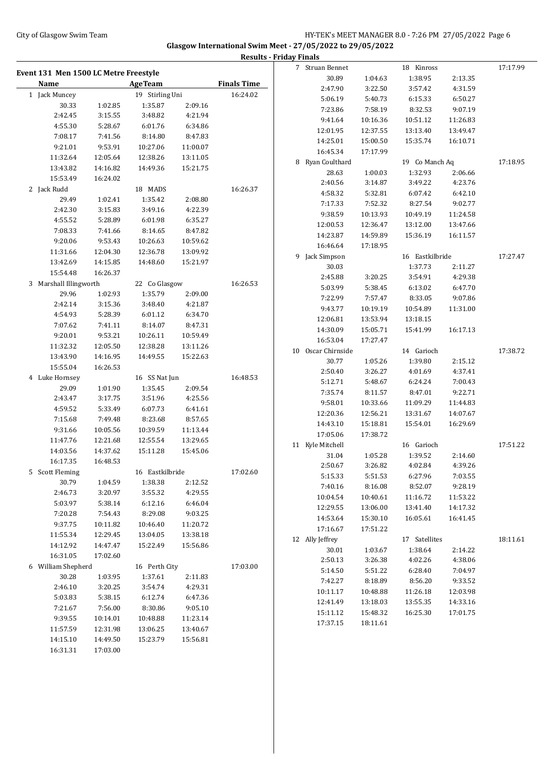**Glasgow International Swim Meet - 27/05/2022 to 29/05/2022**

**Results - Friday Finals**

## Event 131 Men 1500 LC Metre Freestyle

| Name | AgeTeam | | | Finals Time |
|---|---|---|---|---|
| 1 Jack Muncey | 19 Stirling Uni | | | 16:24.02 |
| 30.33 | 1:02.85 | 1:35.87 | 2:09.16 | |
| 2:42.45 | 3:15.55 | 3:48.82 | 4:21.94 | |
| 4:55.30 | 5:28.67 | 6:01.76 | 6:34.86 | |
| 7:08.17 | 7:41.56 | 8:14.80 | 8:47.83 | |
| 9:21.01 | 9:53.91 | 10:27.06 | 11:00.07 | |
| 11:32.64 | 12:05.64 | 12:38.26 | 13:11.05 | |
| 13:43.82 | 14:16.82 | 14:49.36 | 15:21.75 | |
| 15:53.49 | 16:24.02 | | | |
| 2 Jack Rudd | 18 MADS | | | 16:26.37 |
| 29.49 | 1:02.41 | 1:35.42 | 2:08.80 | |
| 2:42.30 | 3:15.83 | 3:49.16 | 4:22.39 | |
| 4:55.52 | 5:28.89 | 6:01.98 | 6:35.27 | |
| 7:08.33 | 7:41.66 | 8:14.65 | 8:47.82 | |
| 9:20.06 | 9:53.43 | 10:26.63 | 10:59.62 | |
| 11:31.66 | 12:04.30 | 12:36.78 | 13:09.92 | |
| 13:42.69 | 14:15.85 | 14:48.60 | 15:21.97 | |
| 15:54.48 | 16:26.37 | | | |
| 3 Marshall Illingworth | 22 Co Glasgow | | | 16:26.53 |
| 29.96 | 1:02.93 | 1:35.79 | 2:09.00 | |
| 2:42.14 | 3:15.36 | 3:48.40 | 4:21.87 | |
| 4:54.93 | 5:28.39 | 6:01.12 | 6:34.70 | |
| 7:07.62 | 7:41.11 | 8:14.07 | 8:47.31 | |
| 9:20.01 | 9:53.21 | 10:26.11 | 10:59.49 | |
| 11:32.32 | 12:05.50 | 12:38.28 | 13:11.26 | |
| 13:43.90 | 14:16.95 | 14:49.55 | 15:22.63 | |
| 15:55.04 | 16:26.53 | | | |
| 4 Luke Hornsey | 16 SS Nat Jun | | | 16:48.53 |
| 29.09 | 1:01.90 | 1:35.45 | 2:09.54 | |
| 2:43.47 | 3:17.75 | 3:51.96 | 4:25.56 | |
| 4:59.52 | 5:33.49 | 6:07.73 | 6:41.61 | |
| 7:15.68 | 7:49.48 | 8:23.68 | 8:57.65 | |
| 9:31.66 | 10:05.56 | 10:39.59 | 11:13.44 | |
| 11:47.76 | 12:21.68 | 12:55.54 | 13:29.65 | |
| 14:03.56 | 14:37.62 | 15:11.28 | 15:45.06 | |
| 16:17.35 | 16:48.53 | | | |
| 5 Scott Fleming | 16 Eastkilbride | | | 17:02.60 |
| 30.79 | 1:04.59 | 1:38.38 | 2:12.52 | |
| 2:46.73 | 3:20.97 | 3:55.32 | 4:29.55 | |
| 5:03.97 | 5:38.14 | 6:12.16 | 6:46.04 | |
| 7:20.28 | 7:54.43 | 8:29.08 | 9:03.25 | |
| 9:37.75 | 10:11.82 | 10:46.40 | 11:20.72 | |
| 11:55.34 | 12:29.45 | 13:04.05 | 13:38.18 | |
| 14:12.92 | 14:47.47 | 15:22.49 | 15:56.86 | |
| 16:31.05 | 17:02.60 | | | |
| 6 William Shepherd | 16 Perth City | | | 17:03.00 |
| 30.28 | 1:03.95 | 1:37.61 | 2:11.83 | |
| 2:46.10 | 3:20.25 | 3:54.74 | 4:29.31 | |
| 5:03.83 | 5:38.15 | 6:12.74 | 6:47.36 | |
| 7:21.67 | 7:56.00 | 8:30.86 | 9:05.10 | |
| 9:39.55 | 10:14.01 | 10:48.88 | 11:23.14 | |
| 11:57.59 | 12:31.98 | 13:06.25 | 13:40.67 | |
| 14:15.10 | 14:49.50 | 15:23.79 | 15:56.81 | |
| 16:31.31 | 17:03.00 | | | |
| 7 Struan Bennet | 18 Kinross | | | 17:17.99 |
| 30.89 | 1:04.63 | 1:38.95 | 2:13.35 | |
| 2:47.90 | 3:22.50 | 3:57.42 | 4:31.59 | |
| 5:06.19 | 5:40.73 | 6:15.33 | 6:50.27 | |
| 7:23.86 | 7:58.19 | 8:32.53 | 9:07.19 | |
| 9:41.64 | 10:16.36 | 10:51.12 | 11:26.83 | |
| 12:01.95 | 12:37.55 | 13:13.40 | 13:49.47 | |
| 14:25.01 | 15:00.50 | 15:35.74 | 16:10.71 | |
| 16:45.34 | 17:17.99 | | | |
| 8 Ryan Coulthard | 19 Co Manch Aq | | | 17:18.95 |
| 28.63 | 1:00.03 | 1:32.93 | 2:06.66 | |
| 2:40.56 | 3:14.87 | 3:49.22 | 4:23.76 | |
| 4:58.32 | 5:32.81 | 6:07.42 | 6:42.10 | |
| 7:17.33 | 7:52.32 | 8:27.54 | 9:02.77 | |
| 9:38.59 | 10:13.93 | 10:49.19 | 11:24.58 | |
| 12:00.53 | 12:36.47 | 13:12.00 | 13:47.66 | |
| 14:23.87 | 14:59.89 | 15:36.19 | 16:11.57 | |
| 16:46.64 | 17:18.95 | | | |
| 9 Jack Simpson | 16 Eastkilbride | | | 17:27.47 |
| 30.03 | | 1:37.73 | 2:11.27 | |
| 2:45.88 | 3:20.25 | 3:54.91 | 4:29.38 | |
| 5:03.99 | 5:38.45 | 6:13.02 | 6:47.70 | |
| 7:22.99 | 7:57.47 | 8:33.05 | 9:07.86 | |
| 9:43.77 | 10:19.19 | 10:54.89 | 11:31.00 | |
| 12:06.81 | 13:53.94 | 13:18.15 | | |
| 14:30.09 | 15:05.71 | 15:41.99 | 16:17.13 | |
| 16:53.04 | 17:27.47 | | | |
| 10 Oscar Chirnside | 14 Garioch | | | 17:38.72 |
| 30.77 | 1:05.26 | 1:39.80 | 2:15.12 | |
| 2:50.40 | 3:26.27 | 4:01.69 | 4:37.41 | |
| 5:12.71 | 5:48.67 | 6:24.24 | 7:00.43 | |
| 7:35.74 | 8:11.57 | 8:47.01 | 9:22.71 | |
| 9:58.01 | 10:33.66 | 11:09.29 | 11:44.83 | |
| 12:20.36 | 12:56.21 | 13:31.67 | 14:07.67 | |
| 14:43.10 | 15:18.81 | 15:54.01 | 16:29.69 | |
| 17:05.06 | 17:38.72 | | | |
| 11 Kyle Mitchell | 16 Garioch | | | 17:51.22 |
| 31.04 | 1:05.28 | 1:39.52 | 2:14.60 | |
| 2:50.67 | 3:26.82 | 4:02.84 | 4:39.26 | |
| 5:15.33 | 5:51.53 | 6:27.96 | 7:03.55 | |
| 7:40.16 | 8:16.08 | 8:52.07 | 9:28.19 | |
| 10:04.54 | 10:40.61 | 11:16.72 | 11:53.22 | |
| 12:29.55 | 13:06.00 | 13:41.40 | 14:17.32 | |
| 14:53.64 | 15:30.10 | 16:05.61 | 16:41.45 | |
| 17:16.67 | 17:51.22 | | | |
| 12 Ally Jeffrey | 17 Satellites | | | 18:11.61 |
| 30.01 | 1:03.67 | 1:38.64 | 2:14.22 | |
| 2:50.13 | 3:26.38 | 4:02.26 | 4:38.06 | |
| 5:14.50 | 5:51.22 | 6:28.40 | 7:04.97 | |
| 7:42.27 | 8:18.89 | 8:56.20 | 9:33.52 | |
| 10:11.17 | 10:48.88 | 11:26.18 | 12:03.98 | |
| 12:41.49 | 13:18.03 | 13:55.35 | 14:33.16 | |
| 15:11.12 | 15:48.32 | 16:25.30 | 17:01.75 | |
| 17:37.15 | 18:11.61 | | | |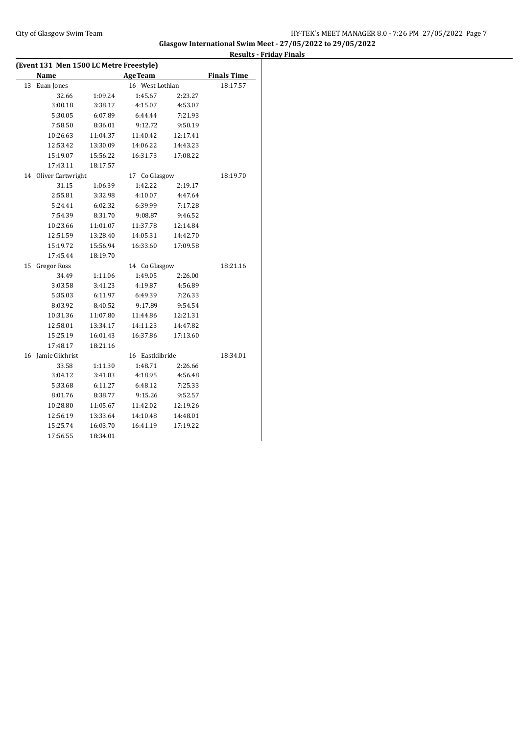**Glasgow International Swim Meet - 27/05/2022 to 29/05/2022**

**Results - Friday Finals**

**(Event 131 Men 1500 LC Metre Freestyle)**

| Name | | Age | Team | Finals Time |
|---|---|---|---|---|
| 13 Euan Jones | | 16 | West Lothian | 18:17.57 |
| 32.66 | 1:09.24 | 1:45.67 | 2:23.27 | |
| 3:00.18 | 3:38.17 | 4:15.07 | 4:53.07 | |
| 5:30.05 | 6:07.89 | 6:44.44 | 7:21.93 | |
| 7:58.50 | 8:36.01 | 9:12.72 | 9:50.19 | |
| 10:26.63 | 11:04.37 | 11:40.42 | 12:17.41 | |
| 12:53.42 | 13:30.09 | 14:06.22 | 14:43.23 | |
| 15:19.07 | 15:56.22 | 16:31.73 | 17:08.22 | |
| 17:43.11 | 18:17.57 | | | |
| 14 Oliver Cartwright | | 17 | Co Glasgow | 18:19.70 |
| 31.15 | 1:06.39 | 1:42.22 | 2:19.17 | |
| 2:55.81 | 3:32.98 | 4:10.07 | 4:47.64 | |
| 5:24.41 | 6:02.32 | 6:39.99 | 7:17.28 | |
| 7:54.39 | 8:31.70 | 9:08.87 | 9:46.52 | |
| 10:23.66 | 11:01.07 | 11:37.78 | 12:14.84 | |
| 12:51.59 | 13:28.40 | 14:05.31 | 14:42.70 | |
| 15:19.72 | 15:56.94 | 16:33.60 | 17:09.58 | |
| 17:45.44 | 18:19.70 | | | |
| 15 Gregor Ross | | 14 | Co Glasgow | 18:21.16 |
| 34.49 | 1:11.06 | 1:49.05 | 2:26.00 | |
| 3:03.58 | 3:41.23 | 4:19.87 | 4:56.89 | |
| 5:35.03 | 6:11.97 | 6:49.39 | 7:26.33 | |
| 8:03.92 | 8:40.52 | 9:17.89 | 9:54.54 | |
| 10:31.36 | 11:07.80 | 11:44.86 | 12:21.31 | |
| 12:58.01 | 13:34.17 | 14:11.23 | 14:47.82 | |
| 15:25.19 | 16:01.43 | 16:37.86 | 17:13.60 | |
| 17:48.17 | 18:21.16 | | | |
| 16 Jamie Gilchrist | | 16 | Eastkilbride | 18:34.01 |
| 33.58 | 1:11.30 | 1:48.71 | 2:26.66 | |
| 3:04.12 | 3:41.83 | 4:18.95 | 4:56.48 | |
| 5:33.68 | 6:11.27 | 6:48.12 | 7:25.33 | |
| 8:01.76 | 8:38.77 | 9:15.26 | 9:52.57 | |
| 10:28.80 | 11:05.67 | 11:42.02 | 12:19.26 | |
| 12:56.19 | 13:33.64 | 14:10.48 | 14:48.01 | |
| 15:25.74 | 16:03.70 | 16:41.19 | 17:19.22 | |
| 17:56.55 | 18:34.01 | | | |